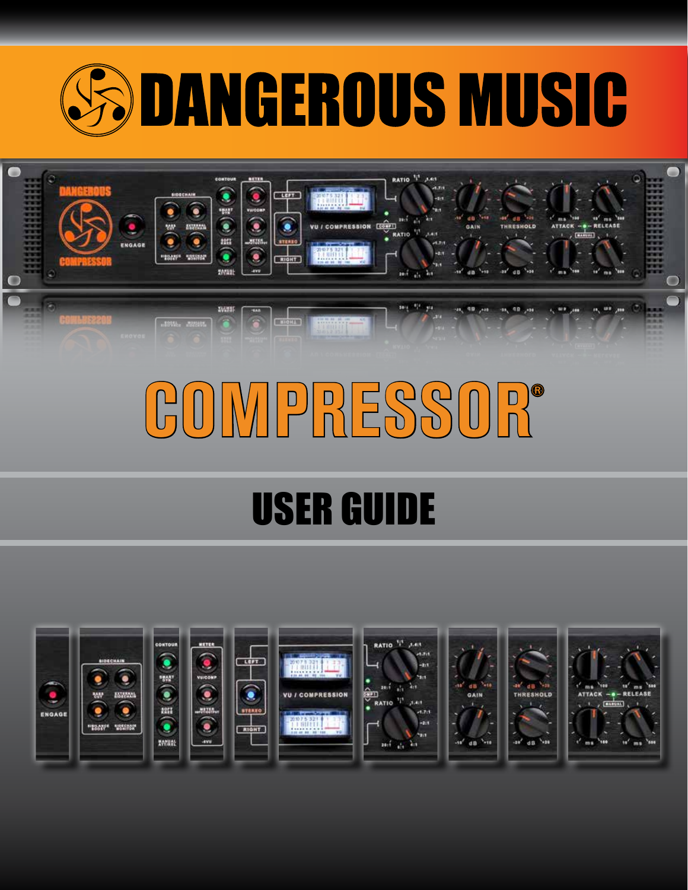# DANGEROUS MUSIC

# COMPRESSOR®

## USER GUIDE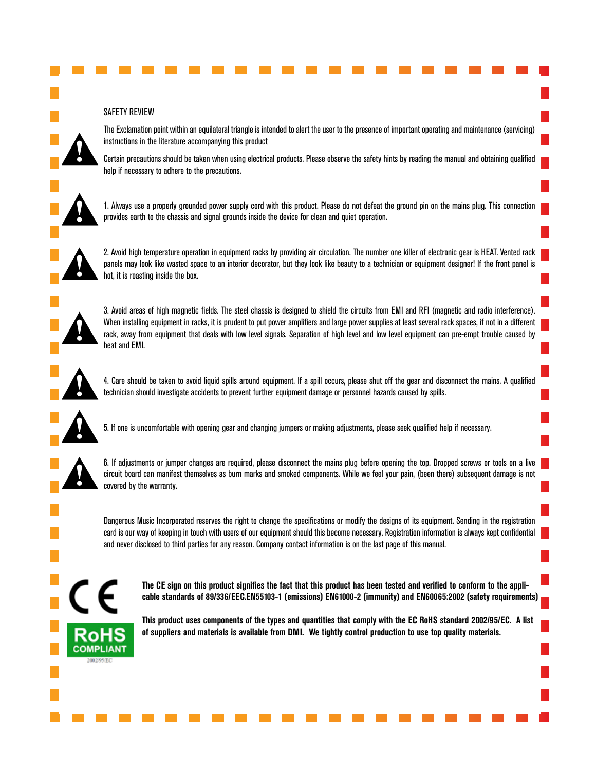## SAFETY REVIEW

The Exclamation point within an equilateral triangle is intended to alert the user to the presence of important operating and maintenance (servicing) instructions in the literature accompanying this product

Certain precautions should be taken when using electrical products. Please observe the safety hints by reading the manual and obtaining qualified help if necessary to adhere to the precautions.

1. Always use a properly grounded power supply cord with this product. Please do not defeat the ground pin on the mains plug. This connection provides earth to the chassis and signal grounds inside the device for clean and quiet operation.

2. Avoid high temperature operation in equipment racks by providing air circulation. The number one killer of electronic gear is HEAT. Vented rack panels may look like wasted space to an interior decorator, but they look like beauty to a technician or equipment designer! If the front panel is hot, it is roasting inside the box.

3. Avoid areas of high magnetic fields. The steel chassis is designed to shield the circuits from EMI and RFI (magnetic and radio interference). When installing equipment in racks, it is prudent to put power amplifiers and large power supplies at least several rack spaces, if not in a different rack, away from equipment that deals with low level signals. Separation of high level and low level equipment can pre-empt trouble caused by heat and EMI.

4. Care should be taken to avoid liquid spills around equipment. If a spill occurs, please shut off the gear and disconnect the mains. A qualified technician should investigate accidents to prevent further equipment damage or personnel hazards caused by spills.

5. If one is uncomfortable with opening gear and changing jumpers or making adjustments, please seek qualified help if necessary.

6. If adjustments or jumper changes are required, please disconnect the mains plug before opening the top. Dropped screws or tools on a live circuit board can manifest themselves as burn marks and smoked components. While we feel your pain, (been there) subsequent damage is not covered by the warranty.

Dangerous Music Incorporated reserves the right to change the specifications or modify the designs of its equipment. Sending in the registration card is our way of keeping in touch with users of our equipment should this become necessary. Registration information is always kept confidential and never disclosed to third parties for any reason. Company contact information is on the last page of this manual.

CE

**The CE sign on this product signifies the fact that this product has been tested and verified to conform to the applicable standards of 89/336/EEC.EN55103-1 (emissions) EN61000-2 (immunity) and EN60065:2002 (safety requirements)**

RoHS COMPLIANT 2002/95/EC

**This product uses components of the types and quantities that comply with the EC RoHS standard 2002/95/EC. A list of suppliers and materials is available from DMI. We tightly control production to use top quality materials.**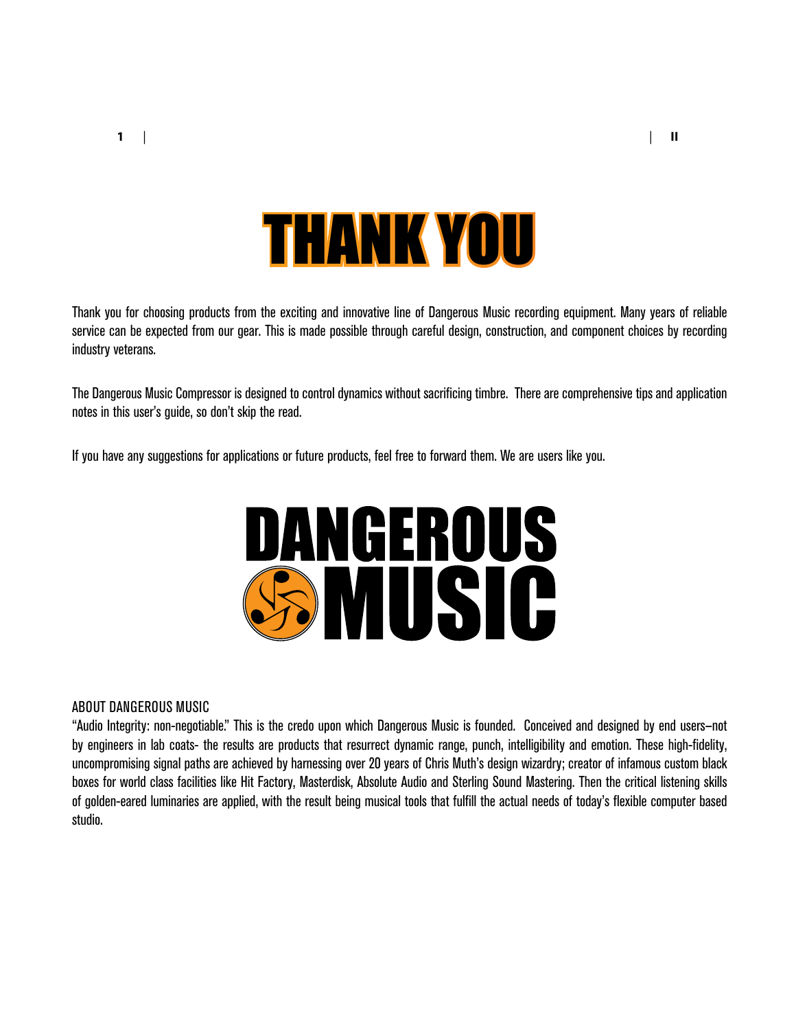# THANK YOU

Thank you for choosing products from the exciting and innovative line of Dangerous Music recording equipment. Many years of reliable service can be expected from our gear. This is made possible through careful design, construction, and component choices by recording industry veterans.

The Dangerous Music Compressor is designed to control dynamics without sacrificing timbre. There are comprehensive tips and application notes in this user's guide, so don't skip the read.

If you have any suggestions for applications or future products, feel free to forward them. We are users like you.

DANGEROUS MUSIC

## ABOUT DANGEROUS MUSIC

"Audio Integrity: non-negotiable." This is the credo upon which Dangerous Music is founded. Conceived and designed by end users–not by engineers in lab coats- the results are products that resurrect dynamic range, punch, intelligibility and emotion. These high-fidelity, uncompromising signal paths are achieved by harnessing over 20 years of Chris Muth's design wizardry; creator of infamous custom black boxes for world class facilities like Hit Factory, Masterdisk, Absolute Audio and Sterling Sound Mastering. Then the critical listening skills of golden-eared luminaries are applied, with the result being musical tools that fulfill the actual needs of today's flexible computer based studio.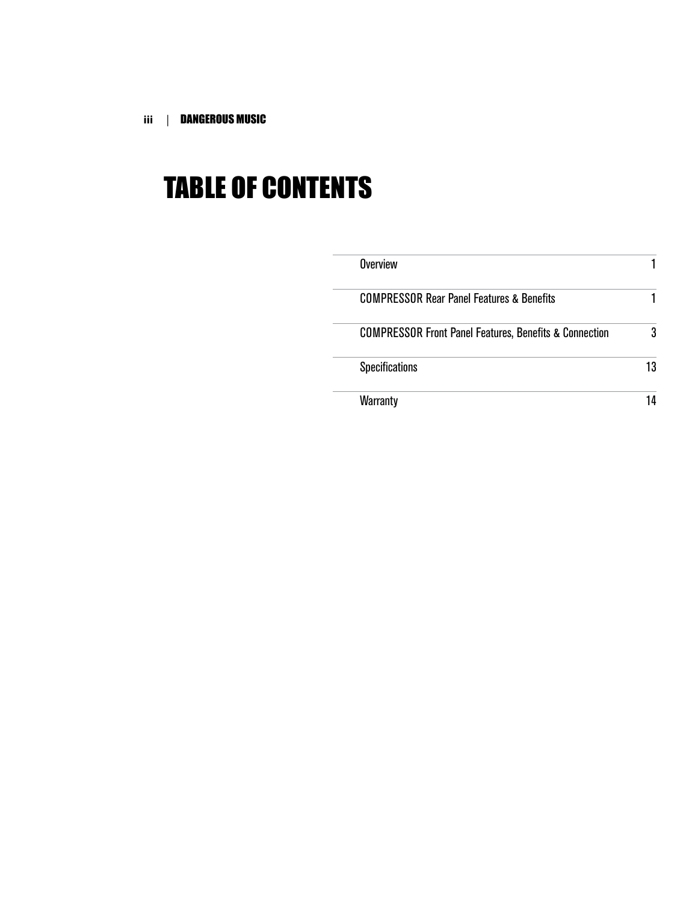# TABLE OF CONTENTS

| | |
|---|---|
| Overview | 1 |
| COMPRESSOR Rear Panel Features & Benefits | 1 |
| COMPRESSOR Front Panel Features, Benefits & Connection | 3 |
| Specifications | 13 |
| Warranty | 14 |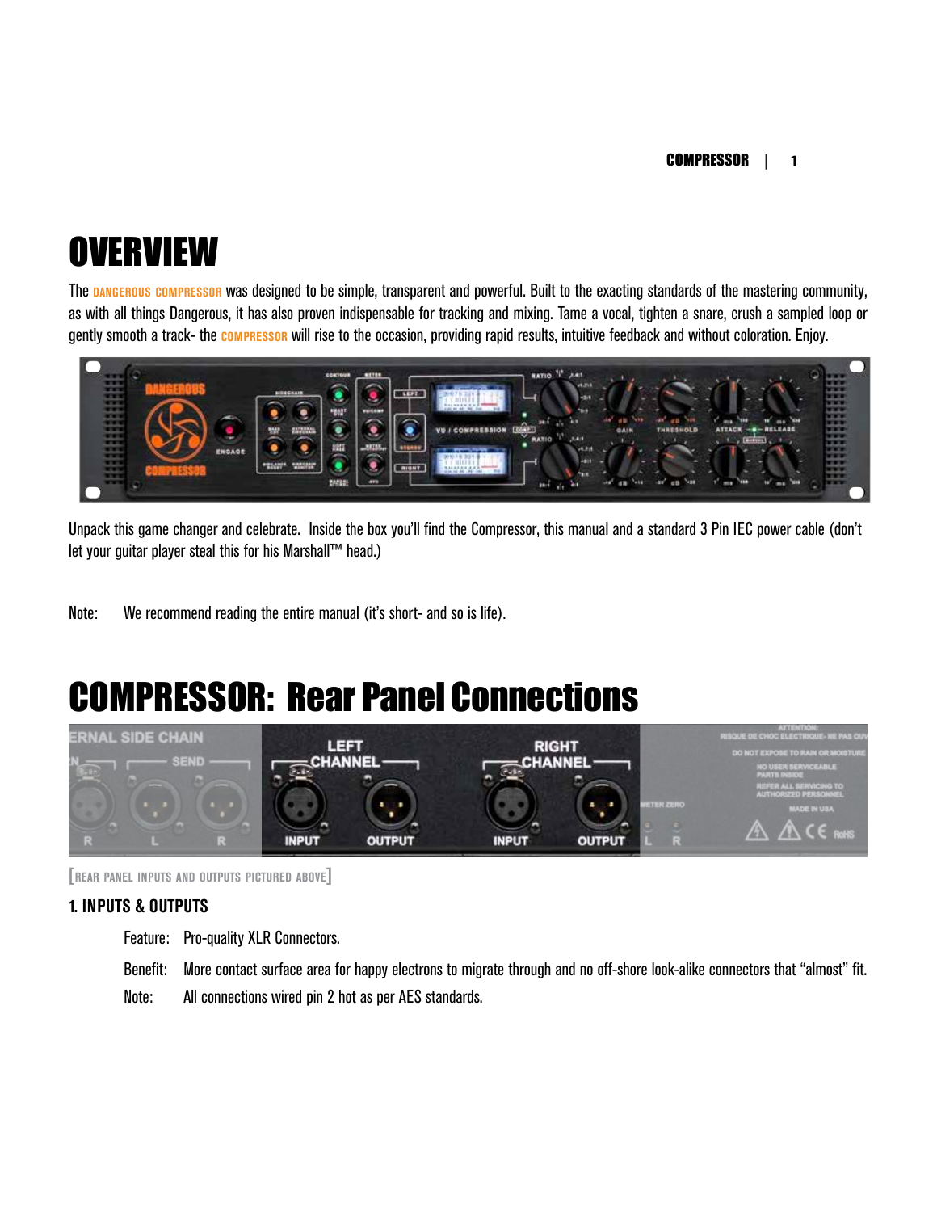# OVERVIEW

The DANGEROUS COMPRESSOR was designed to be simple, transparent and powerful. Built to the exacting standards of the mastering community, as with all things Dangerous, it has also proven indispensable for tracking and mixing. Tame a vocal, tighten a snare, crush a sampled loop or gently smooth a track- the COMPRESSOR will rise to the occasion, providing rapid results, intuitive feedback and without coloration. Enjoy.

Unpack this game changer and celebrate. Inside the box you'll find the Compressor, this manual and a standard 3 Pin IEC power cable (don't let your guitar player steal this for his Marshall™ head.)

Note: We recommend reading the entire manual (it's short- and so is life).

# COMPRESSOR: Rear Panel Connections

[REAR PANEL INPUTS AND OUTPUTS PICTURED ABOVE]

### 1. INPUTS & OUTPUTS

Feature: Pro-quality XLR Connectors.

Benefit: More contact surface area for happy electrons to migrate through and no off-shore look-alike connectors that "almost" fit.

Note: All connections wired pin 2 hot as per AES standards.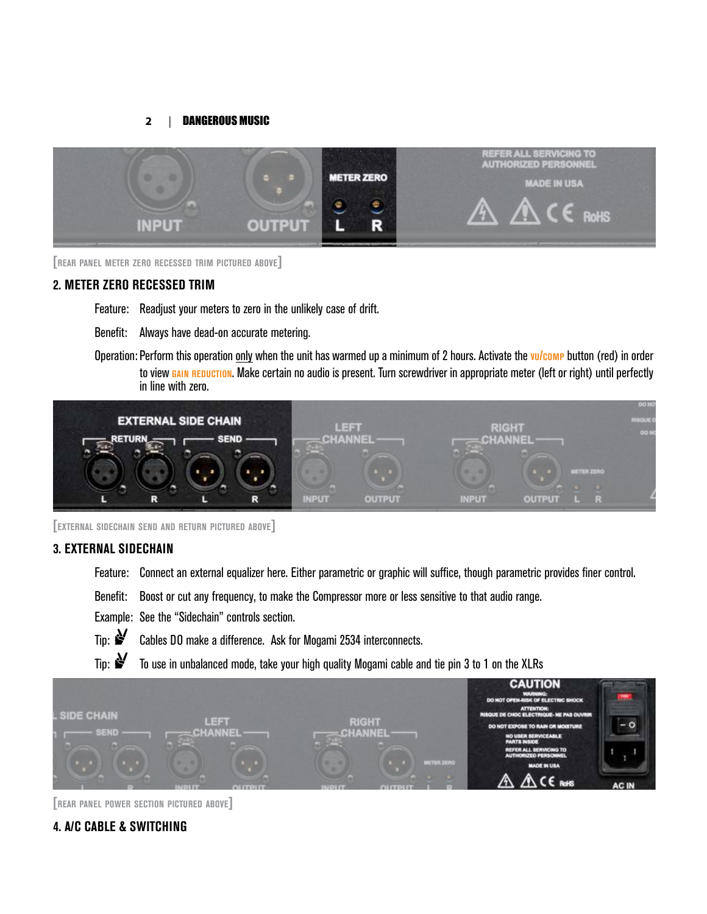[REAR PANEL METER ZERO RECESSED TRIM PICTURED ABOVE]

## 2. METER ZERO RECESSED TRIM

Feature: Readjust your meters to zero in the unlikely case of drift.

Benefit: Always have dead-on accurate metering.

Operation: Perform this operation only when the unit has warmed up a minimum of 2 hours. Activate the VU/COMP button (red) in order to view GAIN REDUCTION. Make certain no audio is present. Turn screwdriver in appropriate meter (left or right) until perfectly in line with zero.

[EXTERNAL SIDECHAIN SEND AND RETURN PICTURED ABOVE]

## 3. EXTERNAL SIDECHAIN

Feature: Connect an external equalizer here. Either parametric or graphic will suffice, though parametric provides finer control.

Benefit: Boost or cut any frequency, to make the Compressor more or less sensitive to that audio range.

Example: See the "Sidechain" controls section.

Tip: Cables DO make a difference. Ask for Mogami 2534 interconnects.

Tip: To use in unbalanced mode, take your high quality Mogami cable and tie pin 3 to 1 on the XLRs

[REAR PANEL POWER SECTION PICTURED ABOVE]

## 4. A/C CABLE & SWITCHING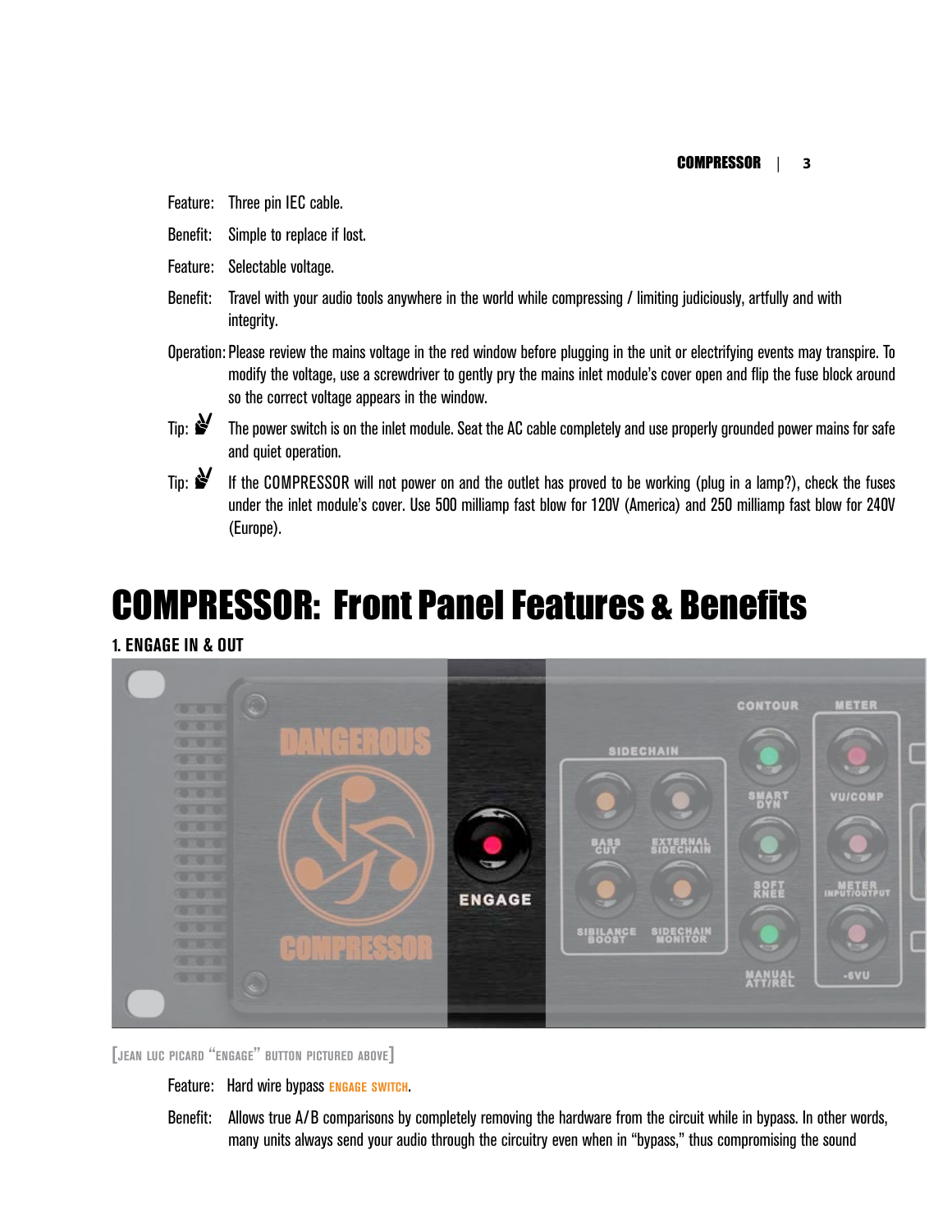Feature: Three pin IEC cable.

Benefit: Simple to replace if lost.

Feature: Selectable voltage.

Benefit: Travel with your audio tools anywhere in the world while compressing / limiting judiciously, artfully and with integrity.

Operation: Please review the mains voltage in the red window before plugging in the unit or electrifying events may transpire. To modify the voltage, use a screwdriver to gently pry the mains inlet module's cover open and flip the fuse block around so the correct voltage appears in the window.

Tip: The power switch is on the inlet module. Seat the AC cable completely and use properly grounded power mains for safe and quiet operation.

Tip: If the COMPRESSOR will not power on and the outlet has proved to be working (plug in a lamp?), check the fuses under the inlet module's cover. Use 500 milliamp fast blow for 120V (America) and 250 milliamp fast blow for 240V (Europe).

# COMPRESSOR: Front Panel Features & Benefits

## 1. ENGAGE IN & OUT

[JEAN LUC PICARD "ENGAGE" BUTTON PICTURED ABOVE]

Feature: Hard wire bypass **ENGAGE SWITCH**.

Benefit: Allows true A/B comparisons by completely removing the hardware from the circuit while in bypass. In other words, many units always send your audio through the circuitry even when in "bypass," thus compromising the sound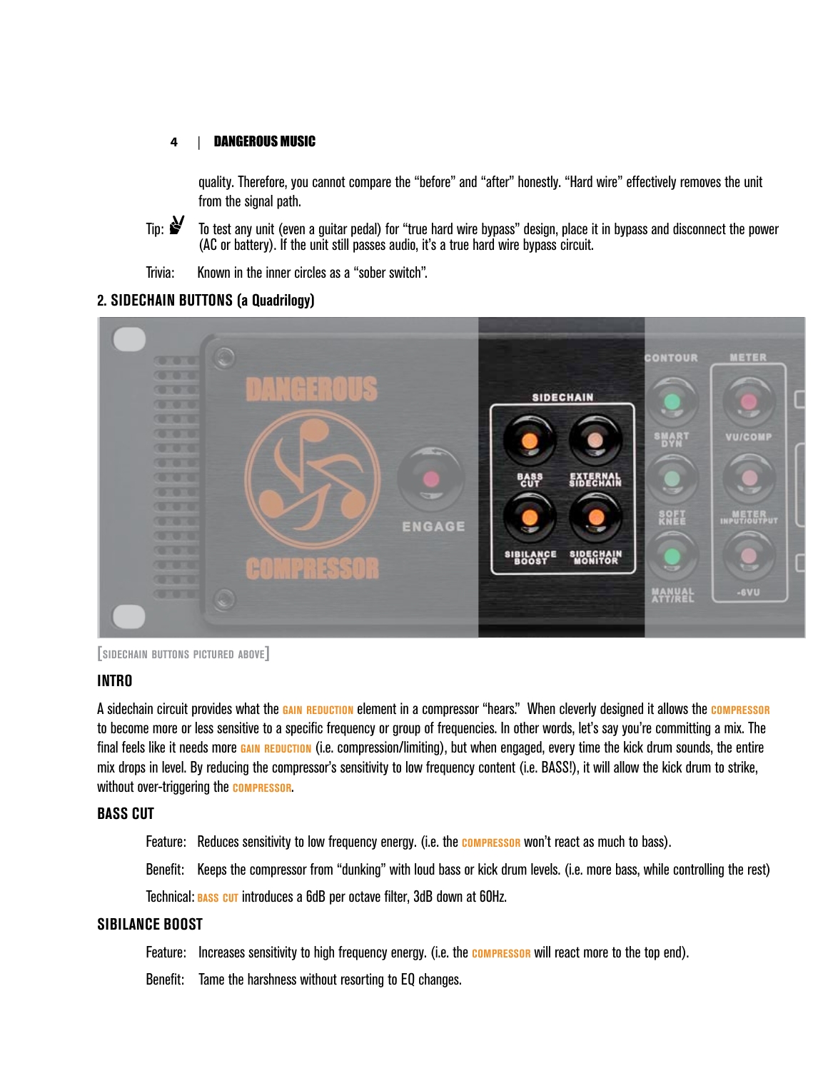quality. Therefore, you cannot compare the "before" and "after" honestly. "Hard wire" effectively removes the unit from the signal path.

Tip: ✌ To test any unit (even a guitar pedal) for "true hard wire bypass" design, place it in bypass and disconnect the power (AC or battery). If the unit still passes audio, it's a true hard wire bypass circuit.

Trivia: Known in the inner circles as a "sober switch".

## 2. SIDECHAIN BUTTONS (a Quadrilogy)

[SIDECHAIN BUTTONS PICTURED ABOVE]

### INTRO

A sidechain circuit provides what the GAIN REDUCTION element in a compressor "hears." When cleverly designed it allows the COMPRESSOR to become more or less sensitive to a specific frequency or group of frequencies. In other words, let's say you're committing a mix. The final feels like it needs more GAIN REDUCTION (i.e. compression/limiting), but when engaged, every time the kick drum sounds, the entire mix drops in level. By reducing the compressor's sensitivity to low frequency content (i.e. BASS!), it will allow the kick drum to strike, without over-triggering the COMPRESSOR.

### BASS CUT

Feature: Reduces sensitivity to low frequency energy. (i.e. the COMPRESSOR won't react as much to bass).

Benefit: Keeps the compressor from "dunking" with loud bass or kick drum levels. (i.e. more bass, while controlling the rest)

Technical: BASS CUT introduces a 6dB per octave filter, 3dB down at 60Hz.

### SIBILANCE BOOST

Feature: Increases sensitivity to high frequency energy. (i.e. the COMPRESSOR will react more to the top end).

Benefit: Tame the harshness without resorting to EQ changes.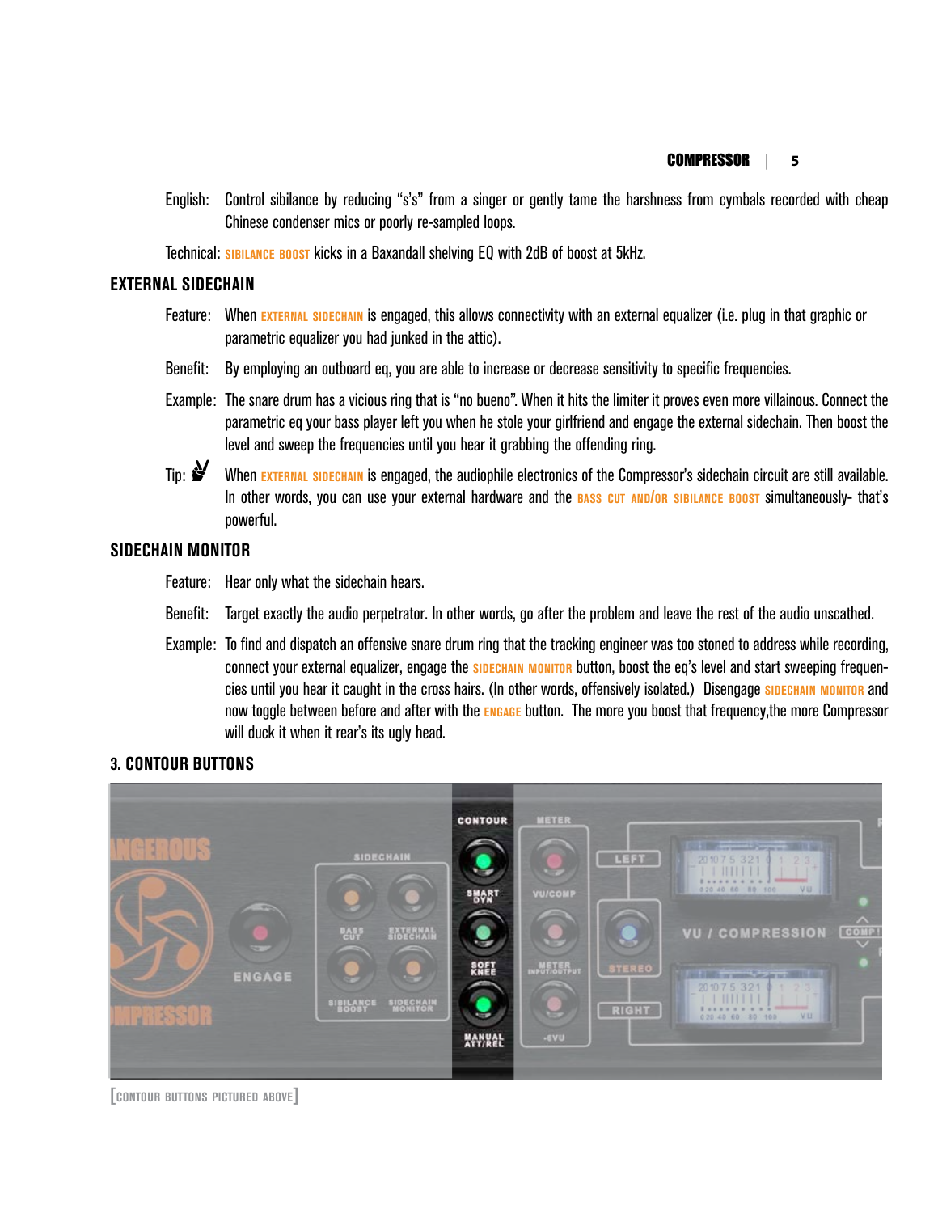English: Control sibilance by reducing "s's" from a singer or gently tame the harshness from cymbals recorded with cheap Chinese condenser mics or poorly re-sampled loops.

Technical: SIBILANCE BOOST kicks in a Baxandall shelving EQ with 2dB of boost at 5kHz.

## EXTERNAL SIDECHAIN

Feature: When EXTERNAL SIDECHAIN is engaged, this allows connectivity with an external equalizer (i.e. plug in that graphic or parametric equalizer you had junked in the attic).

Benefit: By employing an outboard eq, you are able to increase or decrease sensitivity to specific frequencies.

Example: The snare drum has a vicious ring that is "no bueno". When it hits the limiter it proves even more villainous. Connect the parametric eq your bass player left you when he stole your girlfriend and engage the external sidechain. Then boost the level and sweep the frequencies until you hear it grabbing the offending ring.

Tip: When EXTERNAL SIDECHAIN is engaged, the audiophile electronics of the Compressor's sidechain circuit are still available. In other words, you can use your external hardware and the BASS CUT AND/OR SIBILANCE BOOST simultaneously- that's powerful.

## SIDECHAIN MONITOR

Feature: Hear only what the sidechain hears.

Benefit: Target exactly the audio perpetrator. In other words, go after the problem and leave the rest of the audio unscathed.

Example: To find and dispatch an offensive snare drum ring that the tracking engineer was too stoned to address while recording, connect your external equalizer, engage the SIDECHAIN MONITOR button, boost the eq's level and start sweeping frequencies until you hear it caught in the cross hairs. (In other words, offensively isolated.) Disengage SIDECHAIN MONITOR and now toggle between before and after with the ENGAGE button. The more you boost that frequency,the more Compressor will duck it when it rear's its ugly head.

## 3. CONTOUR BUTTONS

[CONTOUR BUTTONS PICTURED ABOVE]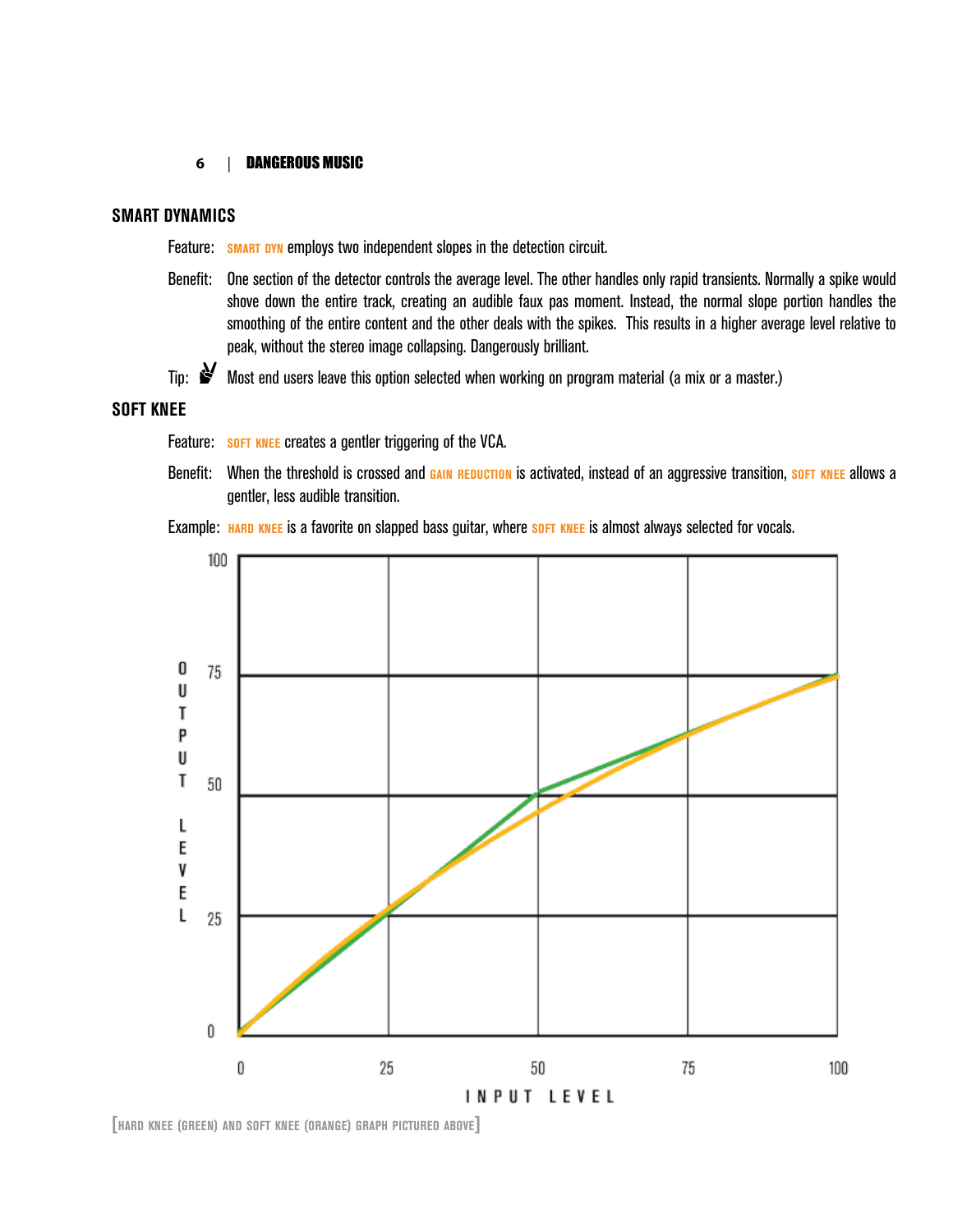## SMART DYNAMICS

Feature: **SMART DYN** employs two independent slopes in the detection circuit.

Benefit: One section of the detector controls the average level. The other handles only rapid transients. Normally a spike would shove down the entire track, creating an audible faux pas moment. Instead, the normal slope portion handles the smoothing of the entire content and the other deals with the spikes. This results in a higher average level relative to peak, without the stereo image collapsing. Dangerously brilliant.

Tip: Most end users leave this option selected when working on program material (a mix or a master.)

## SOFT KNEE

Feature: **SOFT KNEE** creates a gentler triggering of the VCA.

Benefit: When the threshold is crossed and **GAIN REDUCTION** is activated, instead of an aggressive transition, **SOFT KNEE** allows a gentler, less audible transition.

Example: **HARD KNEE** is a favorite on slapped bass guitar, where **SOFT KNEE** is almost always selected for vocals.

[HARD KNEE (GREEN) AND SOFT KNEE (ORANGE) GRAPH PICTURED ABOVE]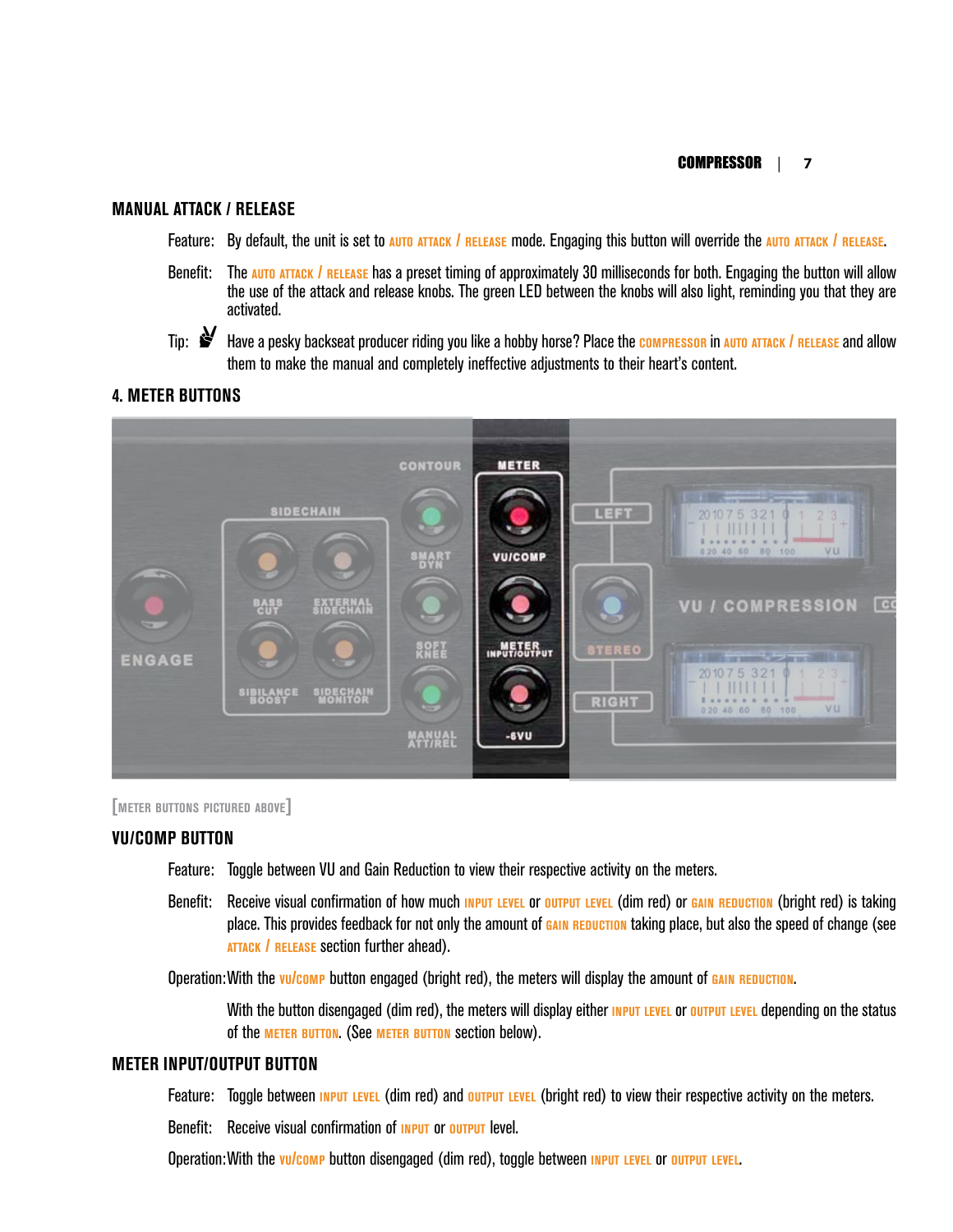## MANUAL ATTACK / RELEASE

Feature: By default, the unit is set to AUTO ATTACK / RELEASE mode. Engaging this button will override the AUTO ATTACK / RELEASE.

Benefit: The AUTO ATTACK / RELEASE has a preset timing of approximately 30 milliseconds for both. Engaging the button will allow the use of the attack and release knobs. The green LED between the knobs will also light, reminding you that they are activated.

Tip: Have a pesky backseat producer riding you like a hobby horse? Place the COMPRESSOR in AUTO ATTACK / RELEASE and allow them to make the manual and completely ineffective adjustments to their heart's content.

## 4. METER BUTTONS

[METER BUTTONS PICTURED ABOVE]

## VU/COMP BUTTON

Feature: Toggle between VU and Gain Reduction to view their respective activity on the meters.

Benefit: Receive visual confirmation of how much INPUT LEVEL or OUTPUT LEVEL (dim red) or GAIN REDUCTION (bright red) is taking place. This provides feedback for not only the amount of GAIN REDUCTION taking place, but also the speed of change (see ATTACK / RELEASE section further ahead).

Operation: With the VU/COMP button engaged (bright red), the meters will display the amount of GAIN REDUCTION.

With the button disengaged (dim red), the meters will display either INPUT LEVEL or OUTPUT LEVEL depending on the status of the METER BUTTON. (See METER BUTTON section below).

## METER INPUT/OUTPUT BUTTON

Feature: Toggle between INPUT LEVEL (dim red) and OUTPUT LEVEL (bright red) to view their respective activity on the meters.

Benefit: Receive visual confirmation of INPUT or OUTPUT level.

Operation: With the VU/COMP button disengaged (dim red), toggle between INPUT LEVEL or OUTPUT LEVEL.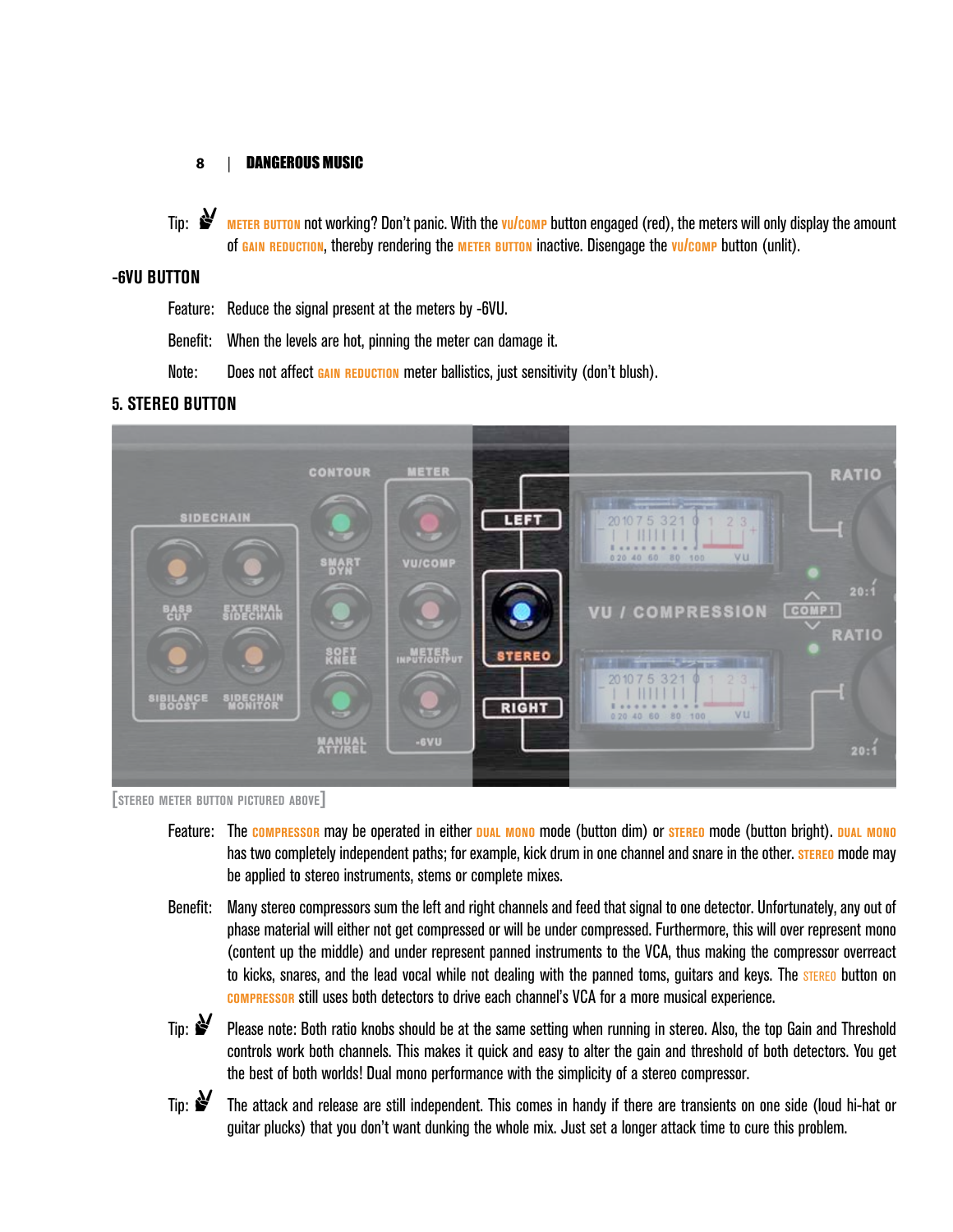Tip: METER BUTTON not working? Don't panic. With the VU/COMP button engaged (red), the meters will only display the amount of GAIN REDUCTION, thereby rendering the METER BUTTON inactive. Disengage the VU/COMP button (unlit).

## -6VU BUTTON

Feature: Reduce the signal present at the meters by -6VU.

Benefit: When the levels are hot, pinning the meter can damage it.

Note: Does not affect GAIN REDUCTION meter ballistics, just sensitivity (don't blush).

## 5. STEREO BUTTON

[STEREO METER BUTTON PICTURED ABOVE]

Feature: The COMPRESSOR may be operated in either DUAL MONO mode (button dim) or STEREO mode (button bright). DUAL MONO has two completely independent paths; for example, kick drum in one channel and snare in the other. STEREO mode may be applied to stereo instruments, stems or complete mixes.

Benefit: Many stereo compressors sum the left and right channels and feed that signal to one detector. Unfortunately, any out of phase material will either not get compressed or will be under compressed. Furthermore, this will over represent mono (content up the middle) and under represent panned instruments to the VCA, thus making the compressor overreact to kicks, snares, and the lead vocal while not dealing with the panned toms, guitars and keys. The STEREO button on COMPRESSOR still uses both detectors to drive each channel's VCA for a more musical experience.

Tip: Please note: Both ratio knobs should be at the same setting when running in stereo. Also, the top Gain and Threshold controls work both channels. This makes it quick and easy to alter the gain and threshold of both detectors. You get the best of both worlds! Dual mono performance with the simplicity of a stereo compressor.

Tip: The attack and release are still independent. This comes in handy if there are transients on one side (loud hi-hat or guitar plucks) that you don't want dunking the whole mix. Just set a longer attack time to cure this problem.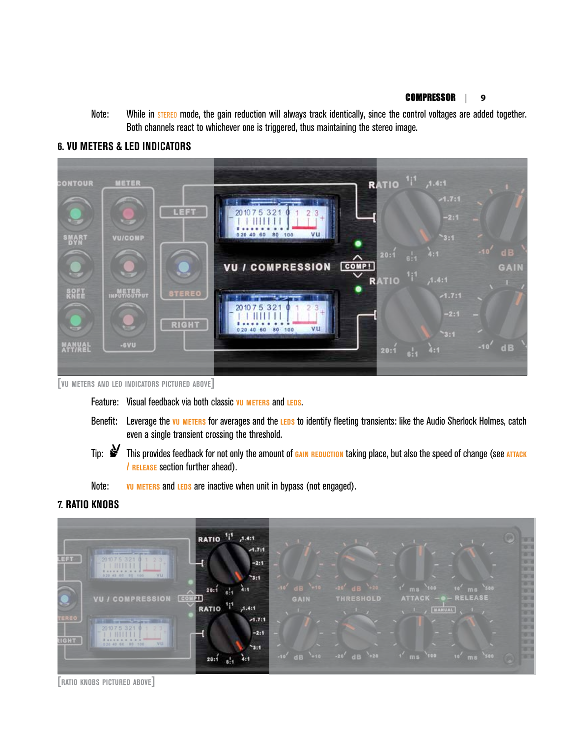Note: While in STEREO mode, the gain reduction will always track identically, since the control voltages are added together. Both channels react to whichever one is triggered, thus maintaining the stereo image.

## 6. VU METERS & LED INDICATORS

[VU METERS AND LED INDICATORS PICTURED ABOVE]

Feature: Visual feedback via both classic VU METERS and LEDS.

Benefit: Leverage the VU METERS for averages and the LEDS to identify fleeting transients: like the Audio Sherlock Holmes, catch even a single transient crossing the threshold.

Tip: This provides feedback for not only the amount of GAIN REDUCTION taking place, but also the speed of change (see ATTACK / RELEASE section further ahead).

Note: VU METERS and LEDS are inactive when unit in bypass (not engaged).

## 7. RATIO KNOBS

[RATIO KNOBS PICTURED ABOVE]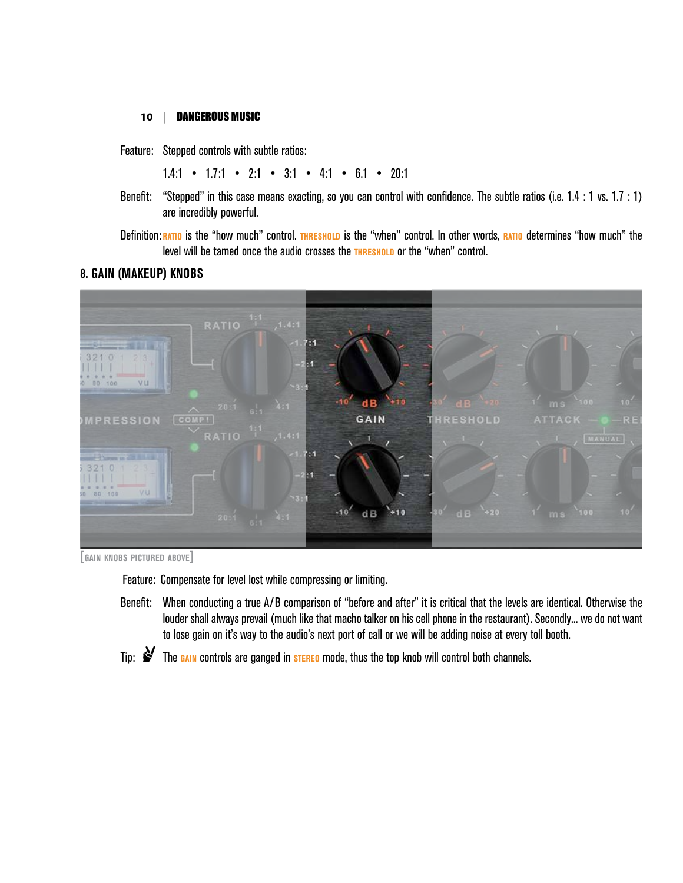Feature: Stepped controls with subtle ratios:

1.4:1 • 1.7:1 • 2:1 • 3:1 • 4:1 • 6.1 • 20:1

Benefit: "Stepped" in this case means exacting, so you can control with confidence. The subtle ratios (i.e. 1.4 : 1 vs. 1.7 : 1) are incredibly powerful.

Definition: RATIO is the "how much" control. THRESHOLD is the "when" control. In other words, RATIO determines "how much" the level will be tamed once the audio crosses the THRESHOLD or the "when" control.

### 8. GAIN (MAKEUP) KNOBS

[GAIN KNOBS PICTURED ABOVE]

Feature: Compensate for level lost while compressing or limiting.

Benefit: When conducting a true A/B comparison of "before and after" it is critical that the levels are identical. Otherwise the louder shall always prevail (much like that macho talker on his cell phone in the restaurant). Secondly... we do not want to lose gain on it's way to the audio's next port of call or we will be adding noise at every toll booth.

Tip: The GAIN controls are ganged in STEREO mode, thus the top knob will control both channels.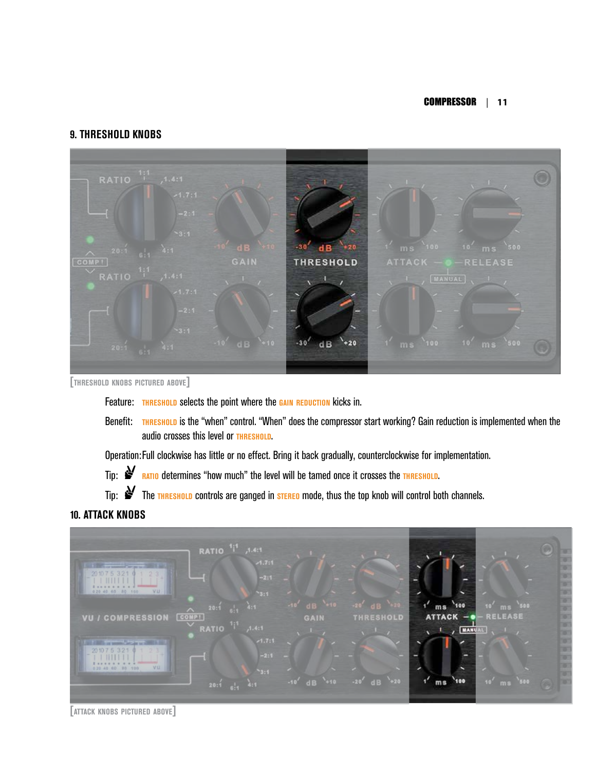## 9. THRESHOLD KNOBS

[THRESHOLD KNOBS PICTURED ABOVE]

Feature: THRESHOLD selects the point where the GAIN REDUCTION kicks in.

Benefit: THRESHOLD is the "when" control. "When" does the compressor start working? Gain reduction is implemented when the audio crosses this level or THRESHOLD.

Operation: Full clockwise has little or no effect. Bring it back gradually, counterclockwise for implementation.

Tip: RATIO determines "how much" the level will be tamed once it crosses the THRESHOLD.

Tip: The THRESHOLD controls are ganged in STEREO mode, thus the top knob will control both channels.

## 10. ATTACK KNOBS

[ATTACK KNOBS PICTURED ABOVE]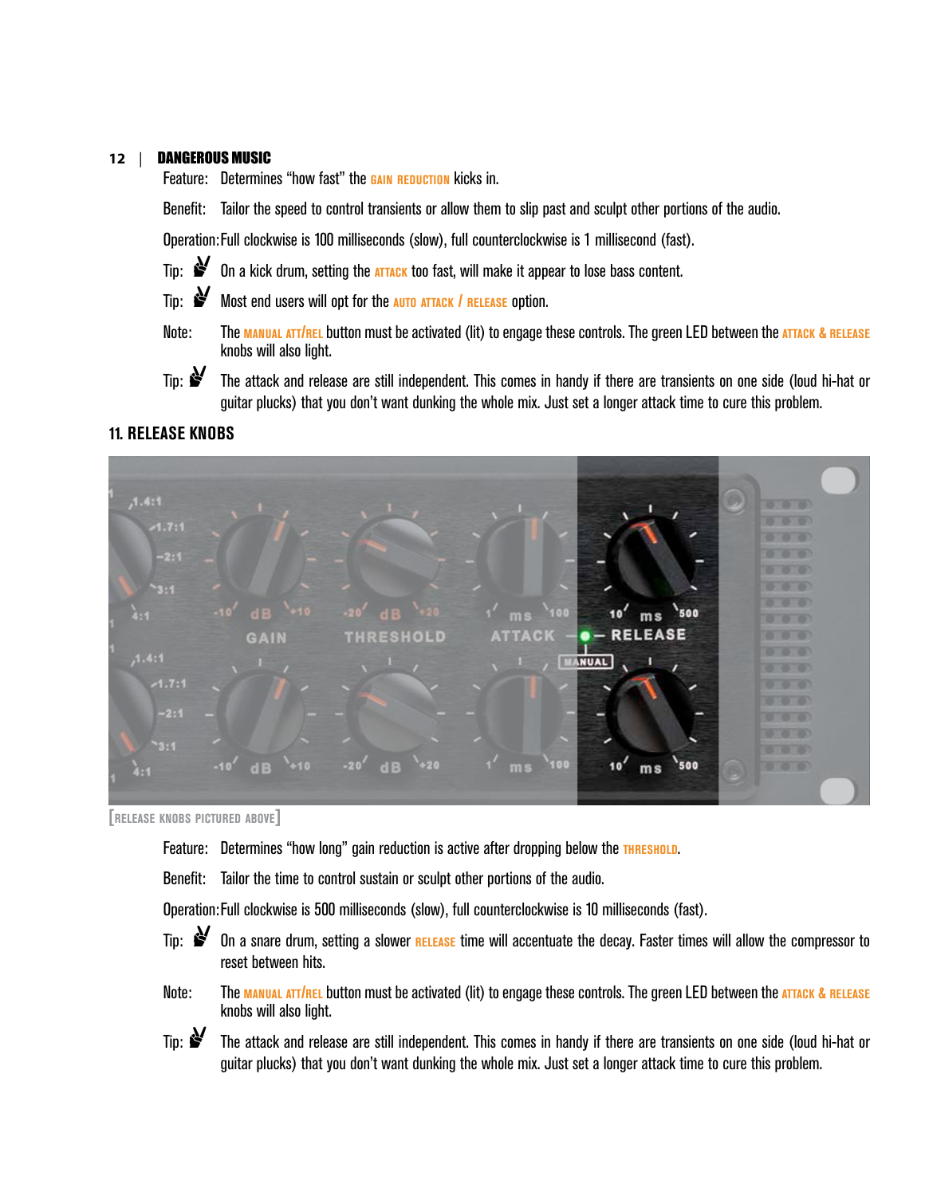Feature: Determines “how fast” the GAIN REDUCTION kicks in.

Benefit: Tailor the speed to control transients or allow them to slip past and sculpt other portions of the audio.

Operation: Full clockwise is 100 milliseconds (slow), full counterclockwise is 1 millisecond (fast).

Tip: On a kick drum, setting the ATTACK too fast, will make it appear to lose bass content.

Tip: Most end users will opt for the AUTO ATTACK / RELEASE option.

Note: The MANUAL ATT/REL button must be activated (lit) to engage these controls. The green LED between the ATTACK & RELEASE knobs will also light.

Tip: The attack and release are still independent. This comes in handy if there are transients on one side (loud hi-hat or guitar plucks) that you don’t want dunking the whole mix. Just set a longer attack time to cure this problem.

### 11. RELEASE KNOBS

[RELEASE KNOBS PICTURED ABOVE]

Feature: Determines “how long” gain reduction is active after dropping below the THRESHOLD.

Benefit: Tailor the time to control sustain or sculpt other portions of the audio.

Operation: Full clockwise is 500 milliseconds (slow), full counterclockwise is 10 milliseconds (fast).

Tip: On a snare drum, setting a slower RELEASE time will accentuate the decay. Faster times will allow the compressor to reset between hits.

Note: The MANUAL ATT/REL button must be activated (lit) to engage these controls. The green LED between the ATTACK & RELEASE knobs will also light.

Tip: The attack and release are still independent. This comes in handy if there are transients on one side (loud hi-hat or guitar plucks) that you don’t want dunking the whole mix. Just set a longer attack time to cure this problem.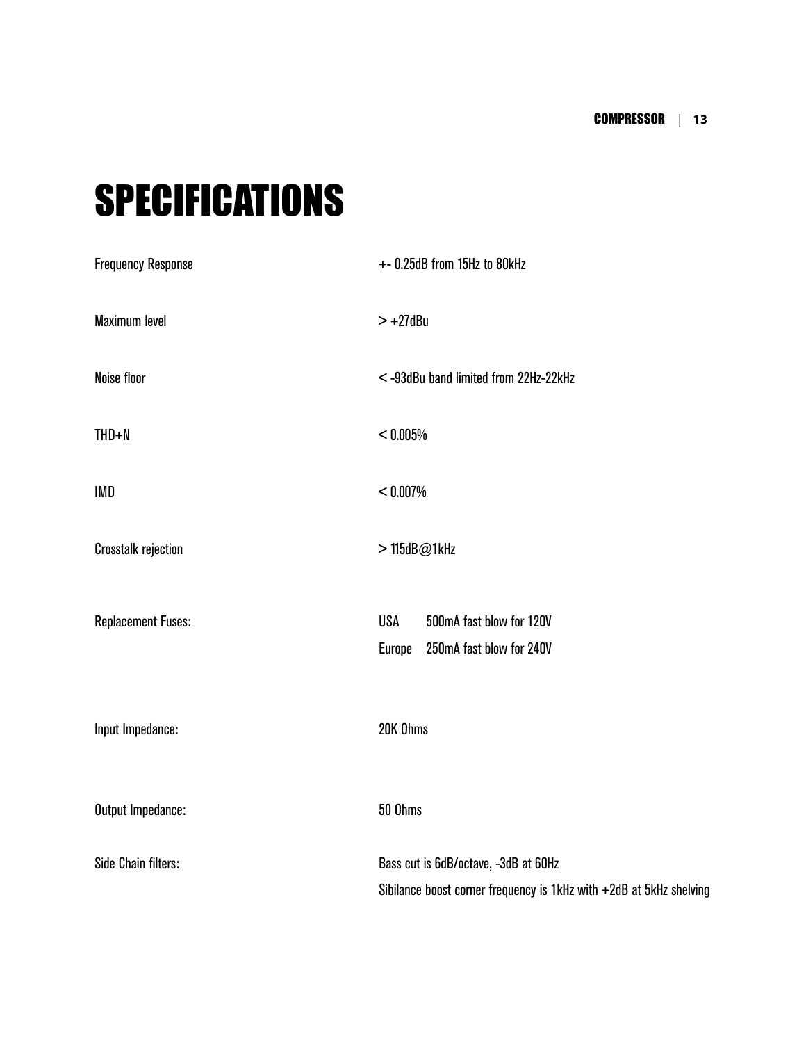# SPECIFICATIONS

| | |
|---|---|
| Frequency Response | +- 0.25dB from 15Hz to 80kHz |
| Maximum level | > +27dBu |
| Noise floor | < -93dBu band limited from 22Hz-22kHz |
| THD+N | < 0.005% |
| IMD | < 0.007% |
| Crosstalk rejection | > 115dB@1kHz |
| Replacement Fuses: | USA 500mA fast blow for 120V<br>Europe 250mA fast blow for 240V |
| Input Impedance: | 20K Ohms |
| Output Impedance: | 50 Ohms |
| Side Chain filters: | Bass cut is 6dB/octave, -3dB at 60Hz<br>Sibilance boost corner frequency is 1kHz with +2dB at 5kHz shelving |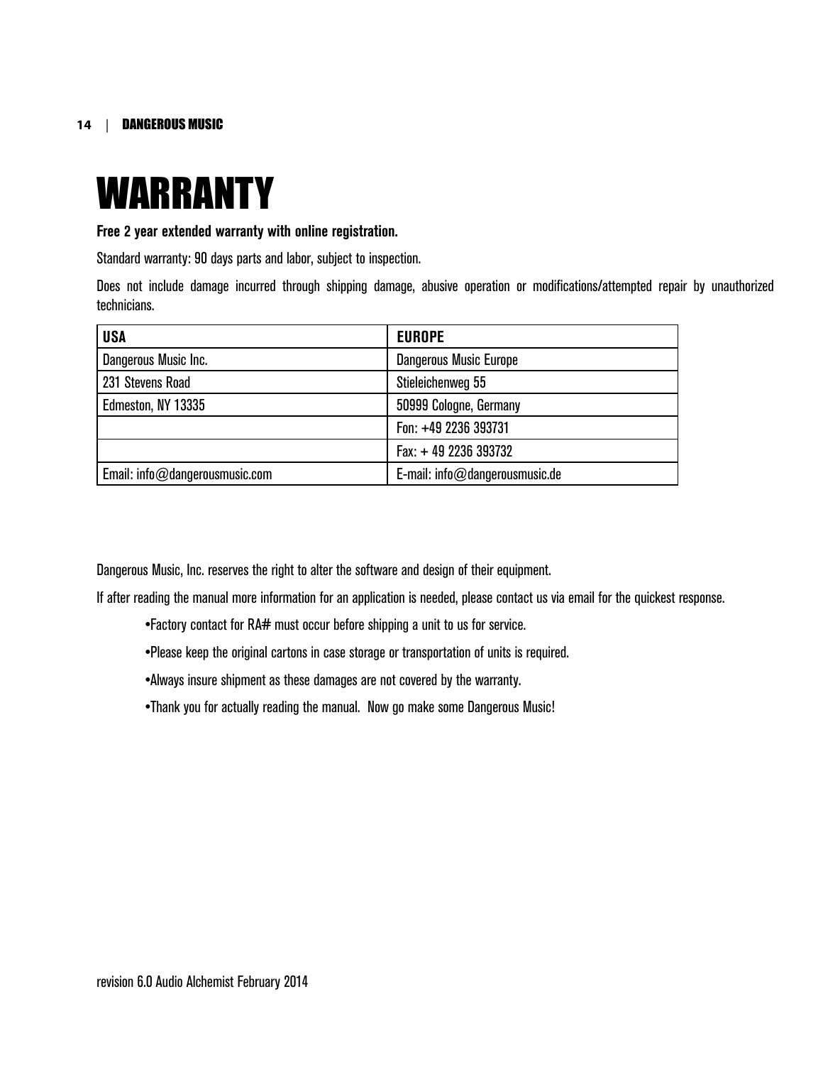# WARRANTY

**Free 2 year extended warranty with online registration.**

Standard warranty: 90 days parts and labor, subject to inspection.

Does not include damage incurred through shipping damage, abusive operation or modifications/attempted repair by unauthorized technicians.

| USA | EUROPE |
|---|---|
| Dangerous Music Inc. | Dangerous Music Europe |
| 231 Stevens Road | Stieleichenweg 55 |
| Edmeston, NY 13335 | 50999 Cologne, Germany |
| | Fon: +49 2236 393731 |
| | Fax: + 49 2236 393732 |
| Email: info@dangerousmusic.com | E-mail: info@dangerousmusic.de |

Dangerous Music, Inc. reserves the right to alter the software and design of their equipment.

If after reading the manual more information for an application is needed, please contact us via email for the quickest response.

- Factory contact for RA# must occur before shipping a unit to us for service.
- Please keep the original cartons in case storage or transportation of units is required.
- Always insure shipment as these damages are not covered by the warranty.
- Thank you for actually reading the manual. Now go make some Dangerous Music!

revision 6.0 Audio Alchemist February 2014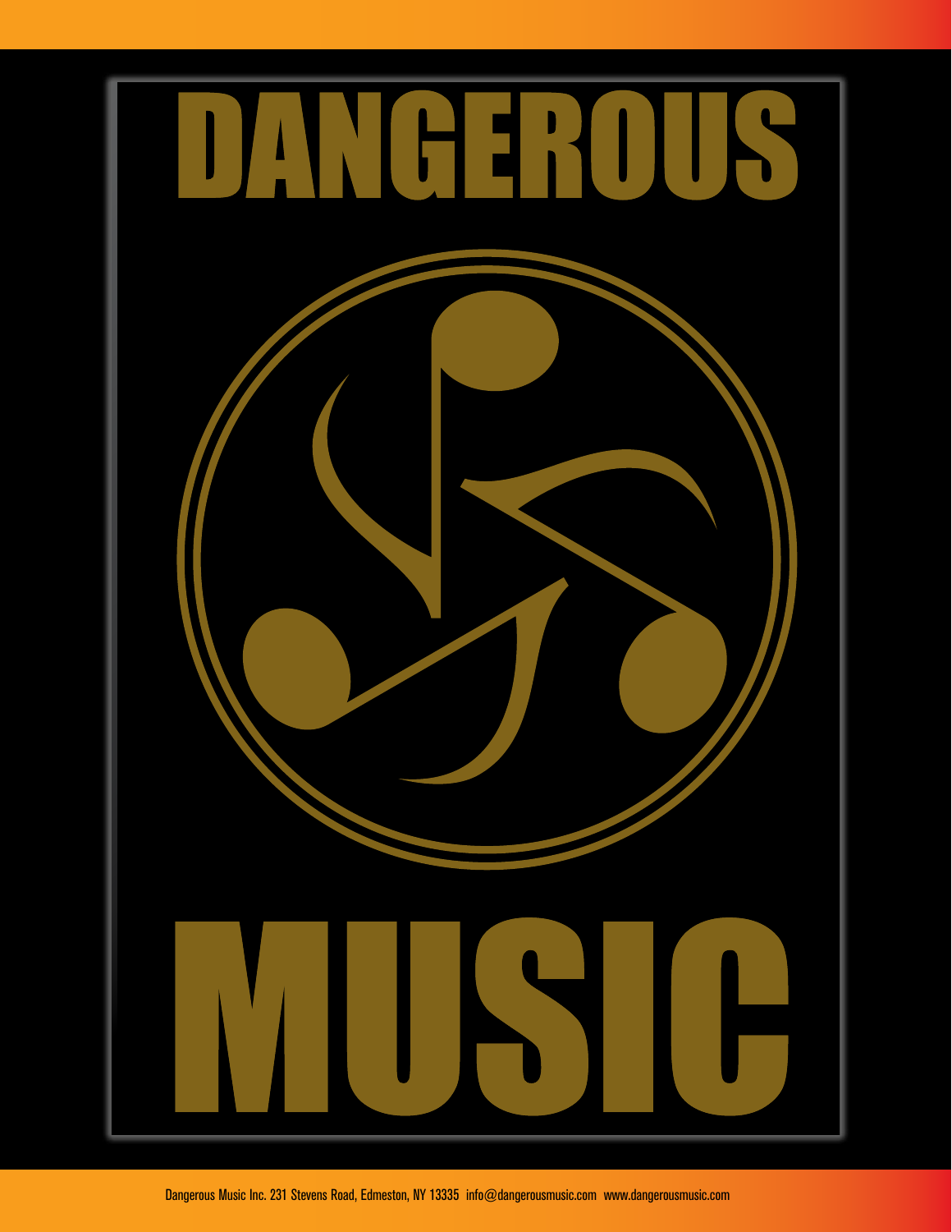# DANGEROUS

# MUSIC

Dangerous Music Inc. 231 Stevens Road, Edmeston, NY 13335 info@dangerousmusic.com www.dangerousmusic.com